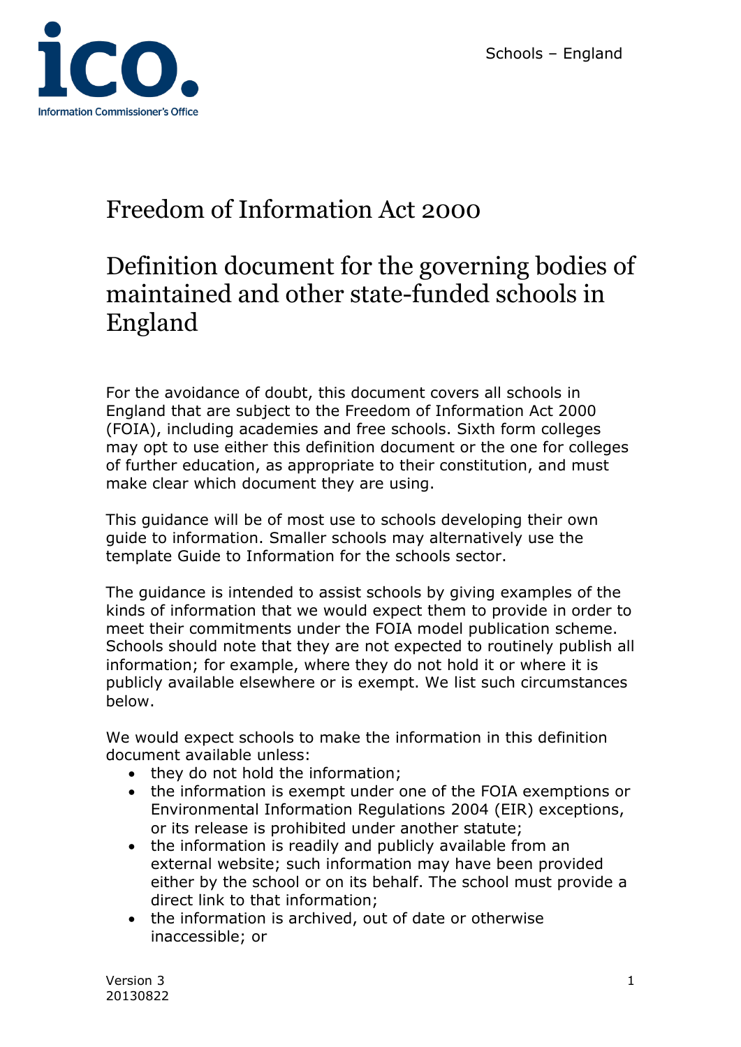# Freedom of Information Act 2000

## Definition document for the governing bodies of maintained and other state-funded schools in England

For the avoidance of doubt, this document covers all schools in England that are subject to the Freedom of Information Act 2000 (FOIA), including academies and free schools. Sixth form colleges may opt to use either this definition document or the one for colleges of further education, as appropriate to their constitution, and must make clear which document they are using.

This guidance will be of most use to schools developing their own guide to information. Smaller schools may alternatively use the template Guide to Information for the schools sector.

The guidance is intended to assist schools by giving examples of the kinds of information that we would expect them to provide in order to meet their commitments under the FOIA model publication scheme. Schools should note that they are not expected to routinely publish all information; for example, where they do not hold it or where it is publicly available elsewhere or is exempt. We list such circumstances below.

We would expect schools to make the information in this definition document available unless:

- they do not hold the information;
- the information is exempt under one of the FOIA exemptions or Environmental Information Regulations 2004 (EIR) exceptions, or its release is prohibited under another statute;
- the information is readily and publicly available from an external website; such information may have been provided either by the school or on its behalf. The school must provide a direct link to that information;
- the information is archived, out of date or otherwise inaccessible; or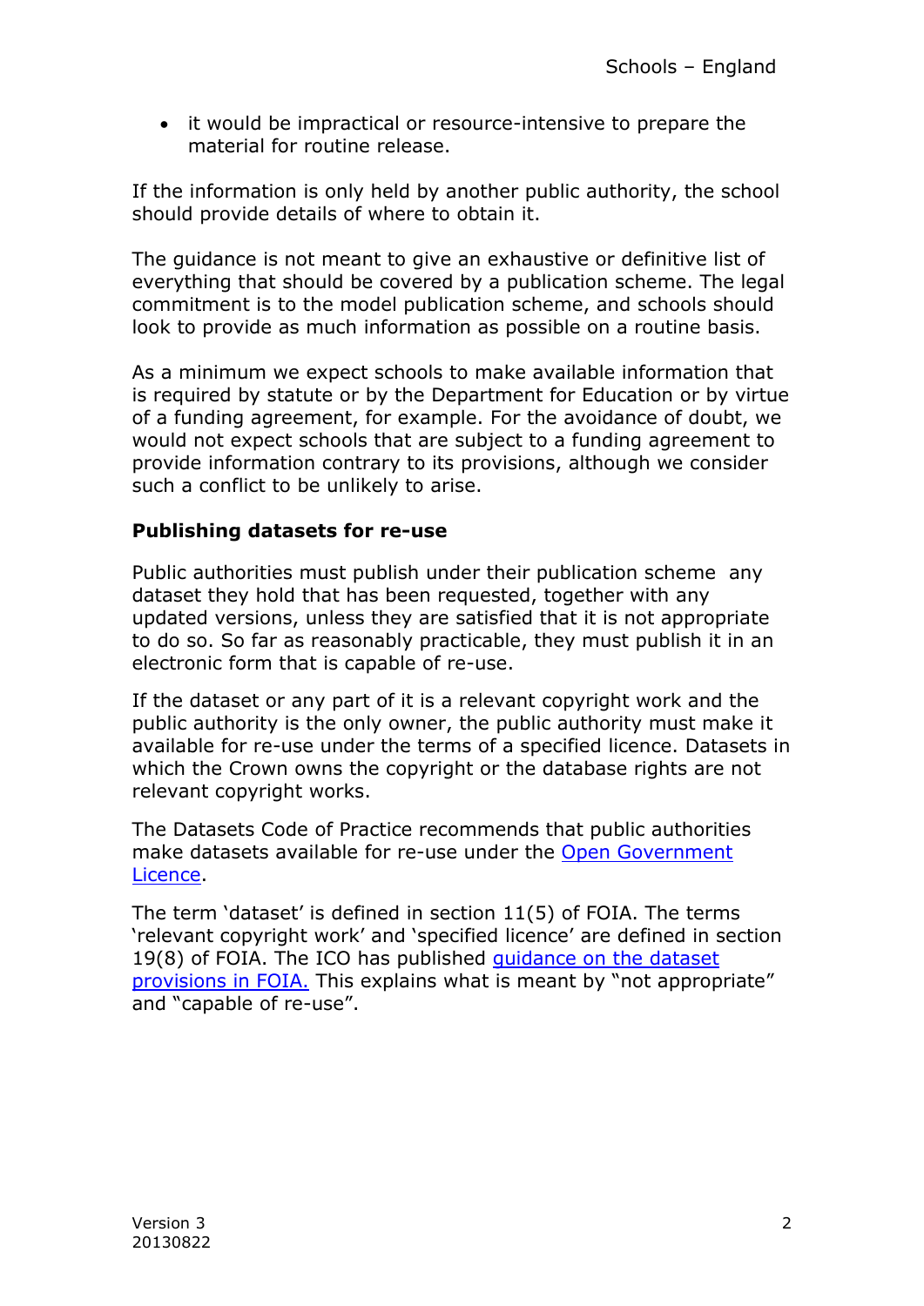- it would be impractical or resource-intensive to prepare the material for routine release.

If the information is only held by another public authority, the school should provide details of where to obtain it.

The guidance is not meant to give an exhaustive or definitive list of everything that should be covered by a publication scheme. The legal commitment is to the model publication scheme, and schools should look to provide as much information as possible on a routine basis.

As a minimum we expect schools to make available information that is required by statute or by the Department for Education or by virtue of a funding agreement, for example. For the avoidance of doubt, we would not expect schools that are subject to a funding agreement to provide information contrary to its provisions, although we consider such a conflict to be unlikely to arise.

**Publishing datasets for re-use**

Public authorities must publish under their publication scheme any dataset they hold that has been requested, together with any updated versions, unless they are satisfied that it is not appropriate to do so. So far as reasonably practicable, they must publish it in an electronic form that is capable of re-use.

If the dataset or any part of it is a relevant copyright work and the public authority is the only owner, the public authority must make it available for re-use under the terms of a specified licence. Datasets in which the Crown owns the copyright or the database rights are not relevant copyright works.

The Datasets Code of Practice recommends that public authorities make datasets available for re-use under the Open Government Licence.

The term 'dataset' is defined in section 11(5) of FOIA. The terms 'relevant copyright work' and 'specified licence' are defined in section 19(8) of FOIA. The ICO has published guidance on the dataset provisions in FOIA. This explains what is meant by "not appropriate" and "capable of re-use".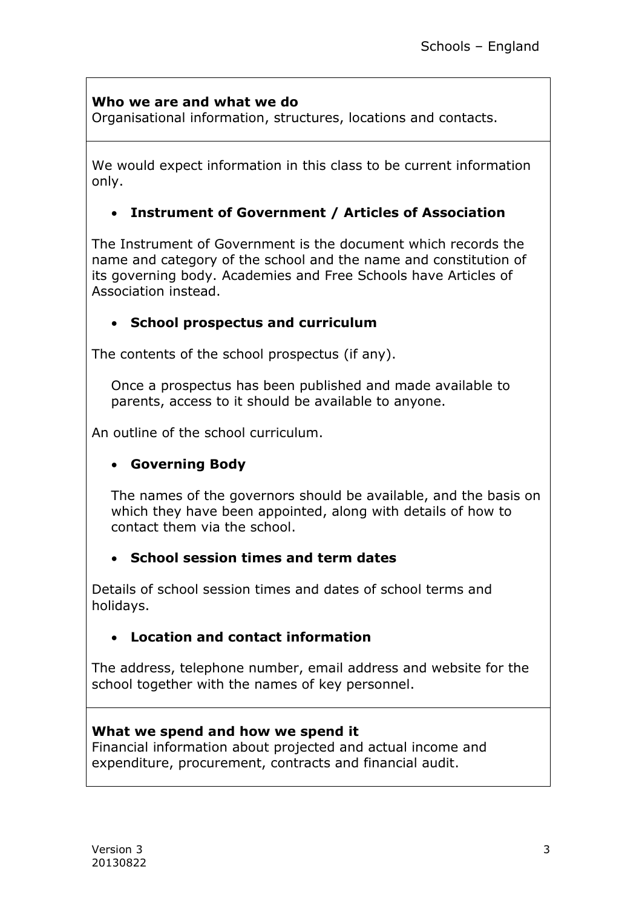**Who we are and what we do**
Organisational information, structures, locations and contacts.

We would expect information in this class to be current information only.

- **Instrument of Government / Articles of Association**

The Instrument of Government is the document which records the name and category of the school and the name and constitution of its governing body. Academies and Free Schools have Articles of Association instead.

- **School prospectus and curriculum**

The contents of the school prospectus (if any).

Once a prospectus has been published and made available to parents, access to it should be available to anyone.

An outline of the school curriculum.

- **Governing Body**

The names of the governors should be available, and the basis on which they have been appointed, along with details of how to contact them via the school.

- **School session times and term dates**

Details of school session times and dates of school terms and holidays.

- **Location and contact information**

The address, telephone number, email address and website for the school together with the names of key personnel.

**What we spend and how we spend it**
Financial information about projected and actual income and expenditure, procurement, contracts and financial audit.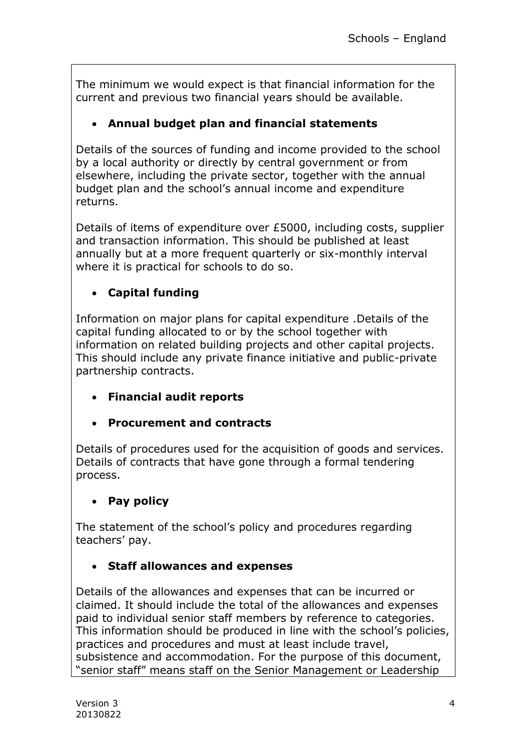The minimum we would expect is that financial information for the current and previous two financial years should be available.

- **Annual budget plan and financial statements**

Details of the sources of funding and income provided to the school by a local authority or directly by central government or from elsewhere, including the private sector, together with the annual budget plan and the school's annual income and expenditure returns.

Details of items of expenditure over £5000, including costs, supplier and transaction information. This should be published at least annually but at a more frequent quarterly or six-monthly interval where it is practical for schools to do so.

- **Capital funding**

Information on major plans for capital expenditure .Details of the capital funding allocated to or by the school together with information on related building projects and other capital projects. This should include any private finance initiative and public-private partnership contracts.

- **Financial audit reports**

- **Procurement and contracts**

Details of procedures used for the acquisition of goods and services. Details of contracts that have gone through a formal tendering process.

- **Pay policy**

The statement of the school's policy and procedures regarding teachers' pay.

- **Staff allowances and expenses**

Details of the allowances and expenses that can be incurred or claimed. It should include the total of the allowances and expenses paid to individual senior staff members by reference to categories. This information should be produced in line with the school's policies, practices and procedures and must at least include travel, subsistence and accommodation. For the purpose of this document, "senior staff" means staff on the Senior Management or Leadership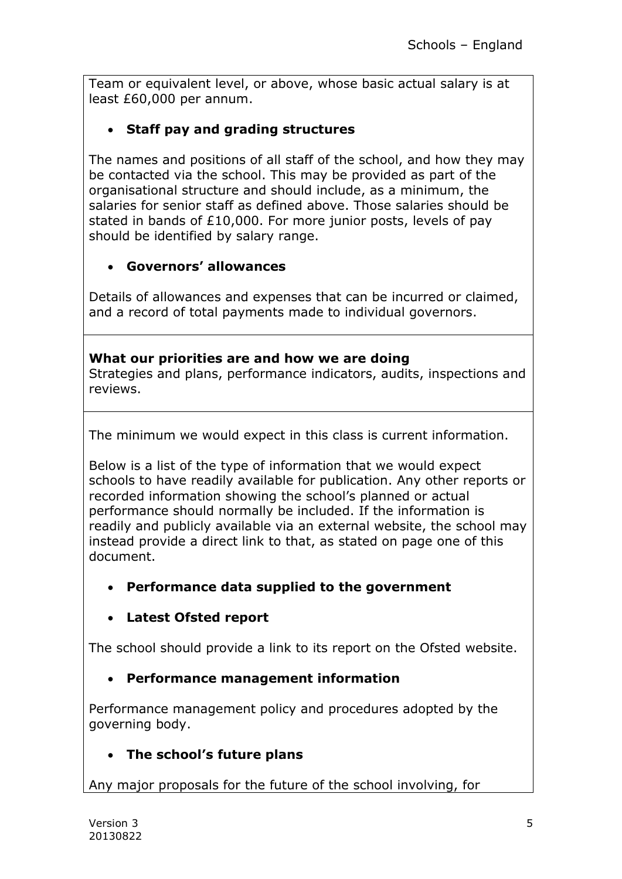Team or equivalent level, or above, whose basic actual salary is at least £60,000 per annum.

- **Staff pay and grading structures**

The names and positions of all staff of the school, and how they may be contacted via the school. This may be provided as part of the organisational structure and should include, as a minimum, the salaries for senior staff as defined above. Those salaries should be stated in bands of £10,000. For more junior posts, levels of pay should be identified by salary range.

- **Governors' allowances**

Details of allowances and expenses that can be incurred or claimed, and a record of total payments made to individual governors.

**What our priorities are and how we are doing**
Strategies and plans, performance indicators, audits, inspections and reviews.

The minimum we would expect in this class is current information.

Below is a list of the type of information that we would expect schools to have readily available for publication. Any other reports or recorded information showing the school's planned or actual performance should normally be included. If the information is readily and publicly available via an external website, the school may instead provide a direct link to that, as stated on page one of this document.

- **Performance data supplied to the government**

- **Latest Ofsted report**

The school should provide a link to its report on the Ofsted website.

- **Performance management information**

Performance management policy and procedures adopted by the governing body.

- **The school's future plans**

Any major proposals for the future of the school involving, for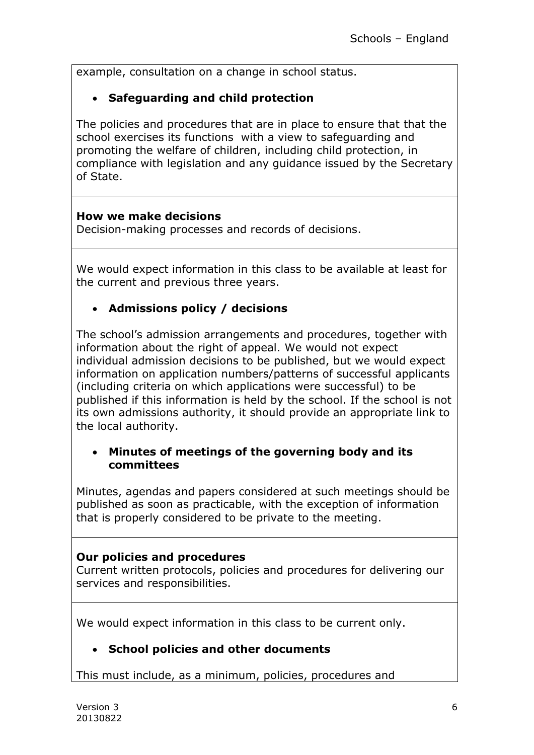example, consultation on a change in school status.

- **Safeguarding and child protection**

The policies and procedures that are in place to ensure that that the school exercises its functions with a view to safeguarding and promoting the welfare of children, including child protection, in compliance with legislation and any guidance issued by the Secretary of State.

**How we make decisions**
Decision-making processes and records of decisions.

We would expect information in this class to be available at least for the current and previous three years.

- **Admissions policy / decisions**

The school's admission arrangements and procedures, together with information about the right of appeal. We would not expect individual admission decisions to be published, but we would expect information on application numbers/patterns of successful applicants (including criteria on which applications were successful) to be published if this information is held by the school. If the school is not its own admissions authority, it should provide an appropriate link to the local authority.

- **Minutes of meetings of the governing body and its committees**

Minutes, agendas and papers considered at such meetings should be published as soon as practicable, with the exception of information that is properly considered to be private to the meeting.

**Our policies and procedures**
Current written protocols, policies and procedures for delivering our services and responsibilities.

We would expect information in this class to be current only.

- **School policies and other documents**

This must include, as a minimum, policies, procedures and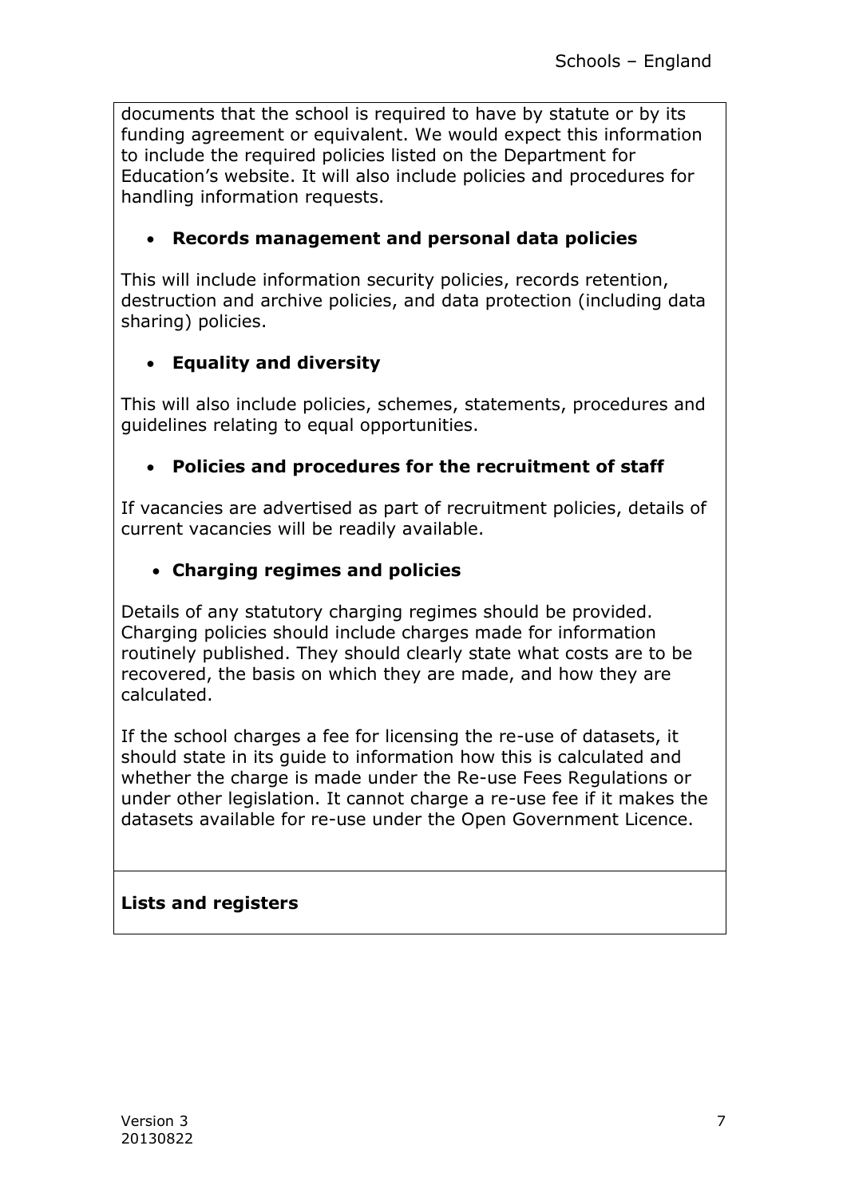documents that the school is required to have by statute or by its funding agreement or equivalent. We would expect this information to include the required policies listed on the Department for Education's website. It will also include policies and procedures for handling information requests.

- **Records management and personal data policies**

This will include information security policies, records retention, destruction and archive policies, and data protection (including data sharing) policies.

- **Equality and diversity**

This will also include policies, schemes, statements, procedures and guidelines relating to equal opportunities.

- **Policies and procedures for the recruitment of staff**

If vacancies are advertised as part of recruitment policies, details of current vacancies will be readily available.

- **Charging regimes and policies**

Details of any statutory charging regimes should be provided. Charging policies should include charges made for information routinely published. They should clearly state what costs are to be recovered, the basis on which they are made, and how they are calculated.

If the school charges a fee for licensing the re-use of datasets, it should state in its guide to information how this is calculated and whether the charge is made under the Re-use Fees Regulations or under other legislation. It cannot charge a re-use fee if it makes the datasets available for re-use under the Open Government Licence.

**Lists and registers**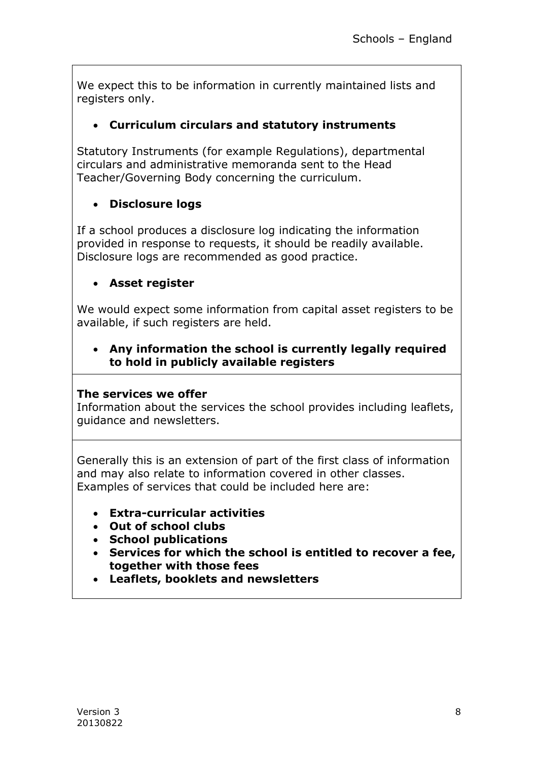We expect this to be information in currently maintained lists and registers only.

- **Curriculum circulars and statutory instruments**

Statutory Instruments (for example Regulations), departmental circulars and administrative memoranda sent to the Head Teacher/Governing Body concerning the curriculum.

- **Disclosure logs**

If a school produces a disclosure log indicating the information provided in response to requests, it should be readily available. Disclosure logs are recommended as good practice.

- **Asset register**

We would expect some information from capital asset registers to be available, if such registers are held.

- **Any information the school is currently legally required to hold in publicly available registers**

**The services we offer**

Information about the services the school provides including leaflets, guidance and newsletters.

Generally this is an extension of part of the first class of information and may also relate to information covered in other classes. Examples of services that could be included here are:

- **Extra-curricular activities**
- **Out of school clubs**
- **School publications**
- **Services for which the school is entitled to recover a fee, together with those fees**
- **Leaflets, booklets and newsletters**